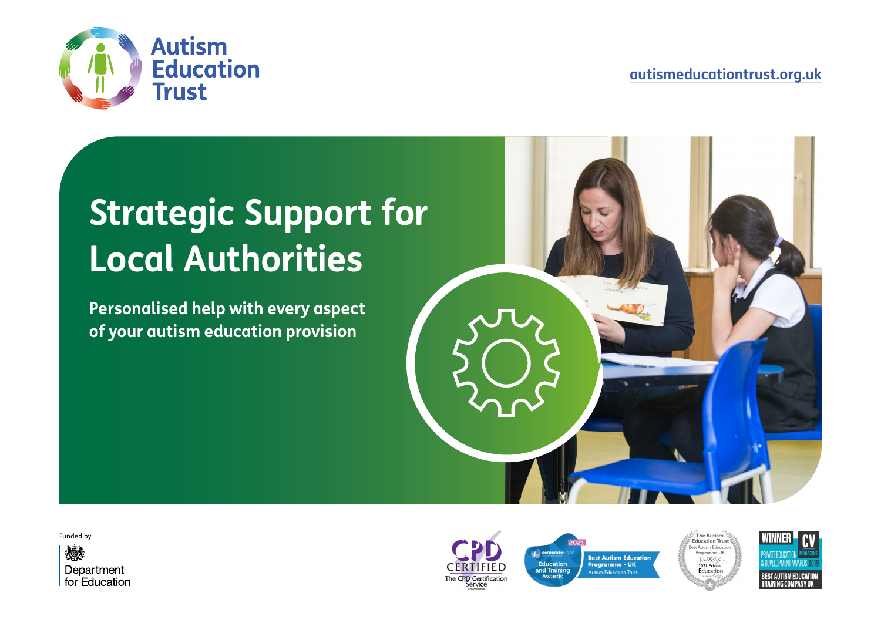Autism Education Trust

autismeducationtrust.org.uk

# Strategic Support for Local Authorities

**Personalised help with every aspect of your autism education provision**

Funded by

Department for Education

CPD CERTIFIED The CPD Certification Service

2021 corporate vision Education and Training Awards — Best Autism Education Programme - UK — Autism Education Trust

The Autism Education Trust — Best Autism Education Programme UK — LUXlife 2021 Private Education awards

WINNER CV MAGAZINE PRIVATE EDUCATION & DEVELOPMENT AWARDS 2019 — BEST AUTISM EDUCATION TRAINING COMPANY UK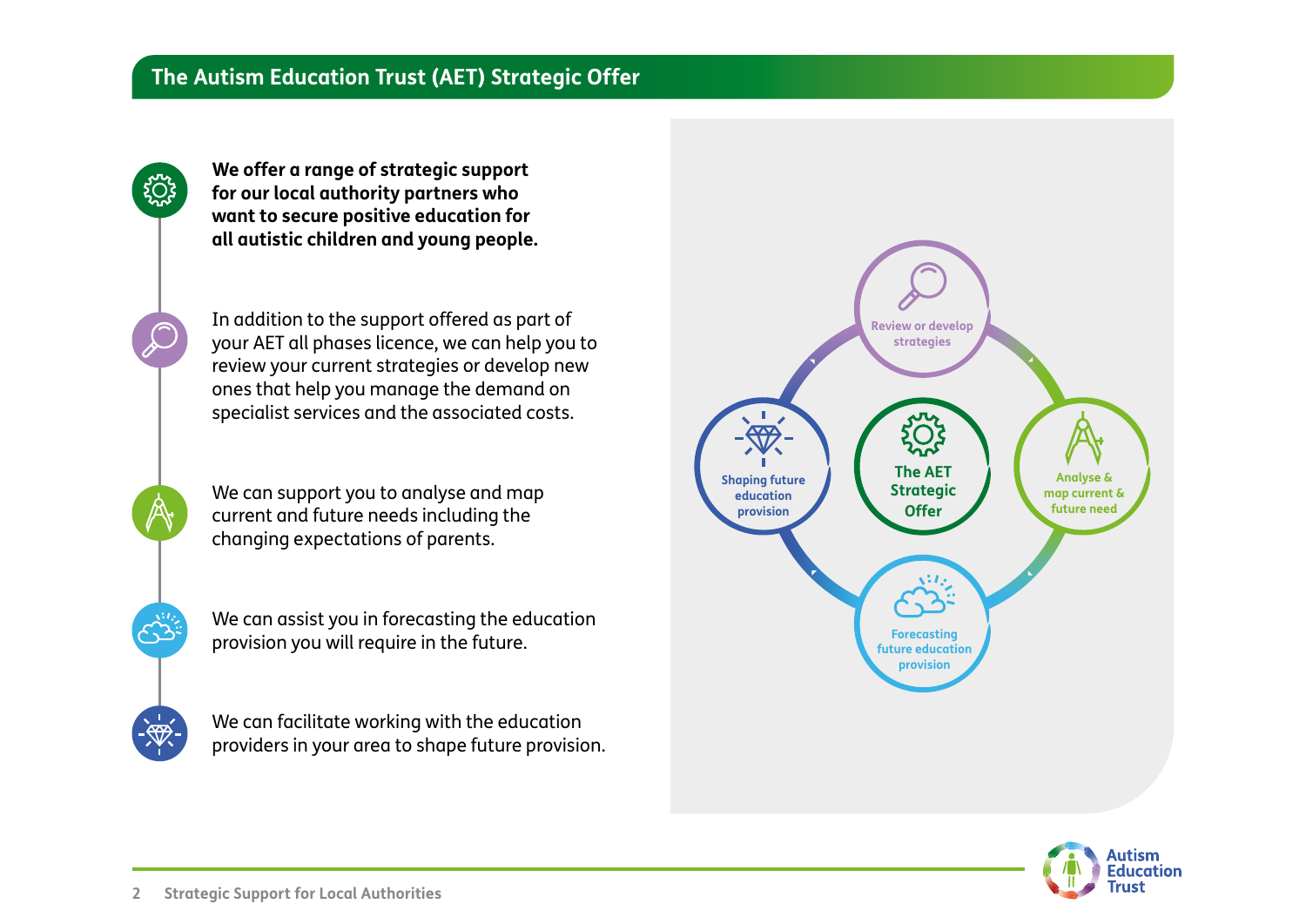# The Autism Education Trust (AET) Strategic Offer

**We offer a range of strategic support for our local authority partners who want to secure positive education for all autistic children and young people.**

In addition to the support offered as part of your AET all phases licence, we can help you to review your current strategies or develop new ones that help you manage the demand on specialist services and the associated costs.

We can support you to analyse and map current and future needs including the changing expectations of parents.

We can assist you in forecasting the education provision you will require in the future.

We can facilitate working with the education providers in your area to shape future provision.

The AET Strategic Offer

- Review or develop strategies
- Analyse & map current & future need
- Forecasting future education provision
- Shaping future education provision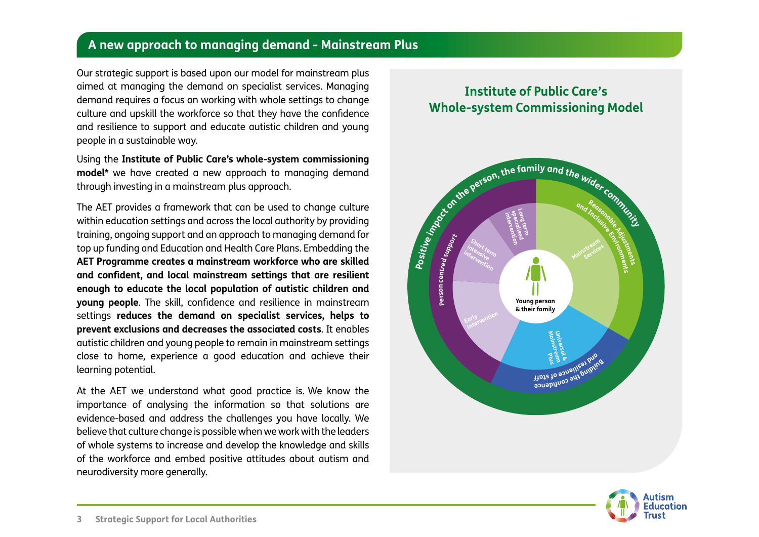## A new approach to managing demand - Mainstream Plus

Our strategic support is based upon our model for mainstream plus aimed at managing the demand on specialist services. Managing demand requires a focus on working with whole settings to change culture and upskill the workforce so that they have the confidence and resilience to support and educate autistic children and young people in a sustainable way.

Using the **Institute of Public Care's whole-system commissioning model*** we have created a new approach to managing demand through investing in a mainstream plus approach.

The AET provides a framework that can be used to change culture within education settings and across the local authority by providing training, ongoing support and an approach to managing demand for top up funding and Education and Health Care Plans. Embedding the **AET Programme creates a mainstream workforce who are skilled and confident, and local mainstream settings that are resilient enough to educate the local population of autistic children and young people**. The skill, confidence and resilience in mainstream settings **reduces the demand on specialist services, helps to prevent exclusions and decreases the associated costs**. It enables autistic children and young people to remain in mainstream settings close to home, experience a good education and achieve their learning potential.

At the AET we understand what good practice is. We know the importance of analysing the information so that solutions are evidence-based and address the challenges you have locally. We believe that culture change is possible when we work with the leaders of whole systems to increase and develop the knowledge and skills of the workforce and embed positive attitudes about autism and neurodiversity more generally.

### Institute of Public Care's Whole-system Commissioning Model

Positive impact on the person, the family and the wider community

- Young person & their family
- Mainstream Services — Reasonable Adjustments and Inclusive Environments
- Universal & Mainstream Plus — Building the confidence and resilience of staff
- Early intervention
- Short term intensive intervention
- Long term specialised intervention
- Person centred support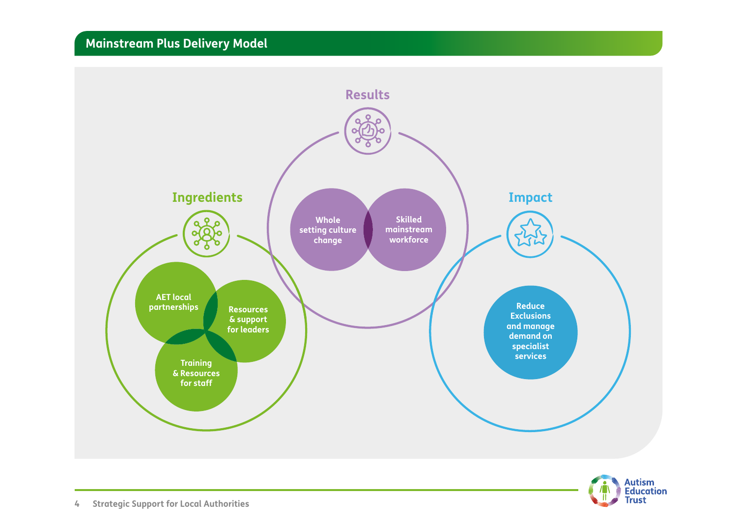## Mainstream Plus Delivery Model

### Ingredients

- AET local partnerships
- Resources & support for leaders
- Training & Resources for staff

### Results

- Whole setting culture change
- Skilled mainstream workforce

### Impact

- Reduce Exclusions and manage demand on specialist services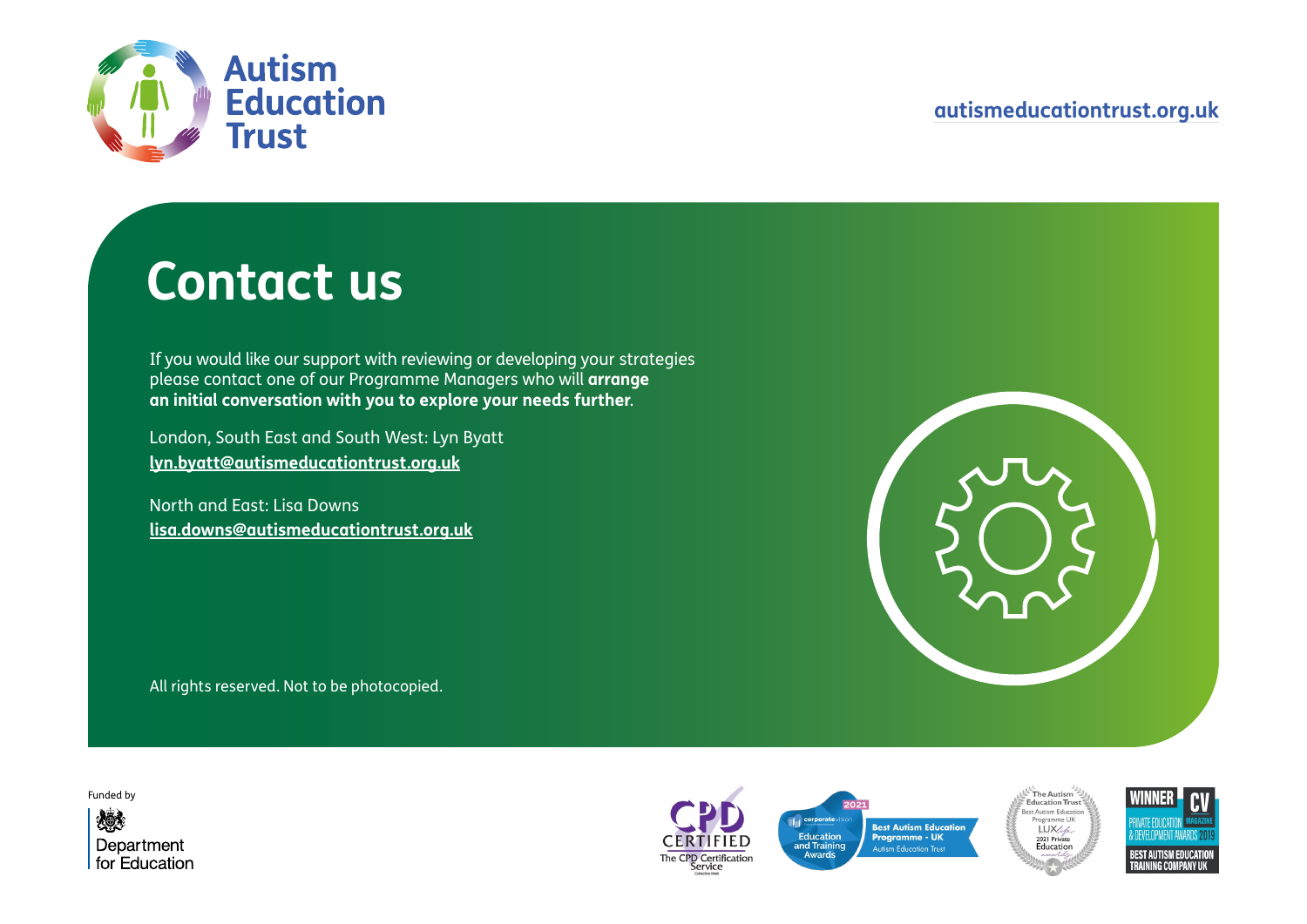Autism Education Trust

autismeducationtrust.org.uk

# Contact us

If you would like our support with reviewing or developing your strategies please contact one of our Programme Managers who will **arrange an initial conversation with you to explore your needs further**.

London, South East and South West: Lyn Byatt
**lyn.byatt@autismeducationtrust.org.uk**

North and East: Lisa Downs
**lisa.downs@autismeducationtrust.org.uk**

All rights reserved. Not to be photocopied.

Funded by

Department for Education